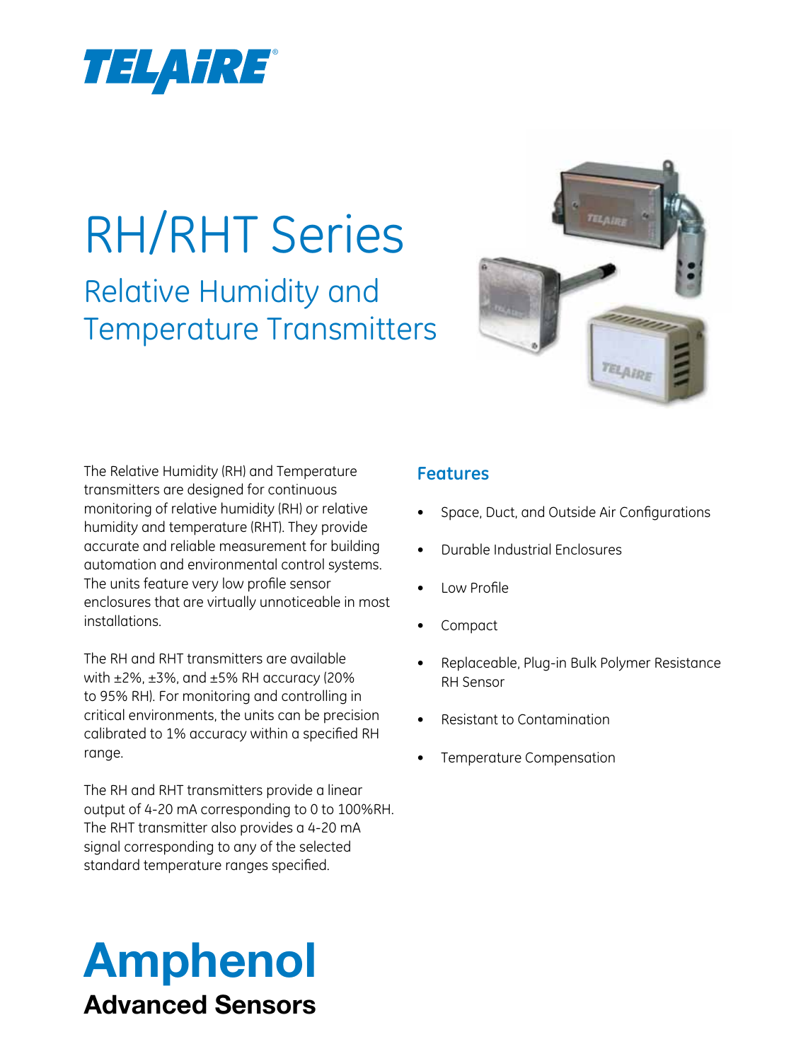TELAIRE®

# RH/RHT Series

## Relative Humidity and Temperature Transmitters

The Relative Humidity (RH) and Temperature transmitters are designed for continuous monitoring of relative humidity (RH) or relative humidity and temperature (RHT). They provide accurate and reliable measurement for building automation and environmental control systems. The units feature very low profile sensor enclosures that are virtually unnoticeable in most installations.

The RH and RHT transmitters are available with ±2%, ±3%, and ±5% RH accuracy (20% to 95% RH). For monitoring and controlling in critical environments, the units can be precision calibrated to 1% accuracy within a specified RH range.

The RH and RHT transmitters provide a linear output of 4-20 mA corresponding to 0 to 100%RH. The RHT transmitter also provides a 4-20 mA signal corresponding to any of the selected standard temperature ranges specified.

### Features

- Space, Duct, and Outside Air Configurations
- Durable Industrial Enclosures
- Low Profile
- Compact
- Replaceable, Plug-in Bulk Polymer Resistance RH Sensor
- Resistant to Contamination
- Temperature Compensation

**Amphenol**
**Advanced Sensors**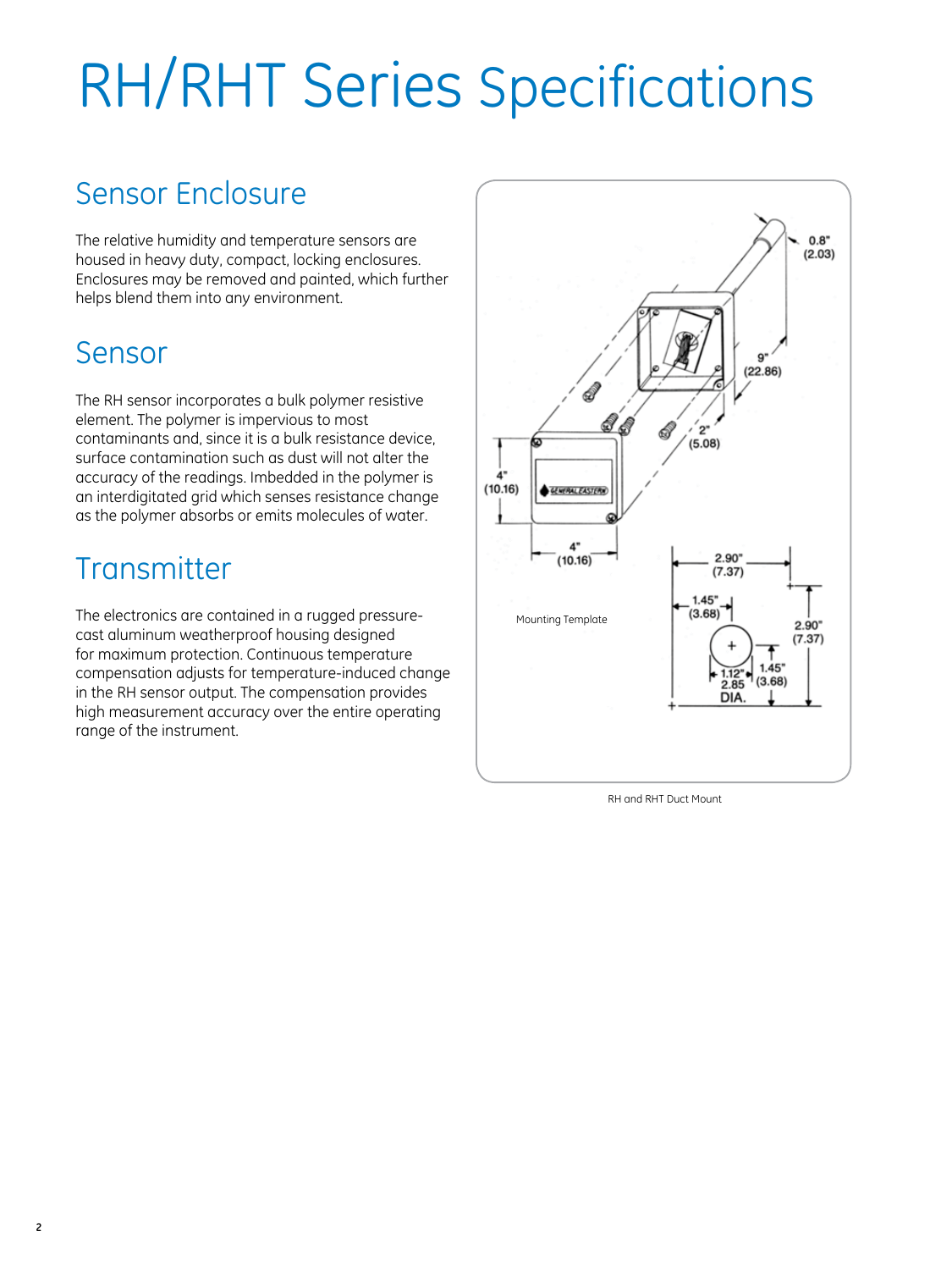# RH/RHT Series Specifications

## Sensor Enclosure

The relative humidity and temperature sensors are housed in heavy duty, compact, locking enclosures. Enclosures may be removed and painted, which further helps blend them into any environment.

## Sensor

The RH sensor incorporates a bulk polymer resistive element. The polymer is impervious to most contaminants and, since it is a bulk resistance device, surface contamination such as dust will not alter the accuracy of the readings. Imbedded in the polymer is an interdigitated grid which senses resistance change as the polymer absorbs or emits molecules of water.

## Transmitter

The electronics are contained in a rugged pressure-cast aluminum weatherproof housing designed for maximum protection. Continuous temperature compensation adjusts for temperature-induced change in the RH sensor output. The compensation provides high measurement accuracy over the entire operating range of the instrument.

0.8"
(2.03)

9"
(22.86)

2"
(5.08)

4"
(10.16)

4"
(10.16)

Mounting Template

2.90"
(7.37)

1.45"
(3.68)

2.90"
(7.37)

1.45"
(3.68)

1.12"
2.85
DIA.

RH and RHT Duct Mount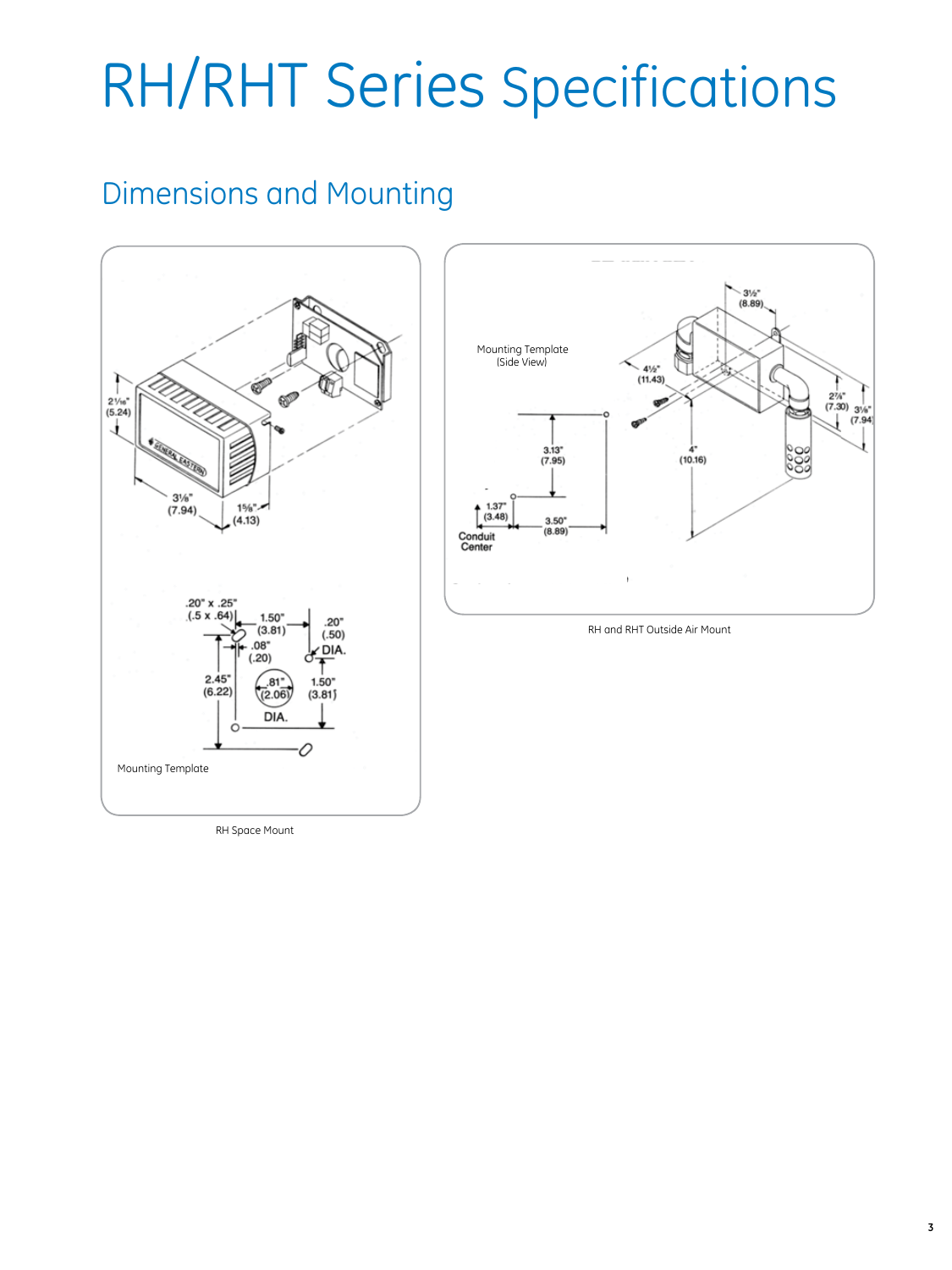# RH/RHT Series Specifications

## Dimensions and Mounting

2¹⁄₁₆"
(5.24)

3⅛"
(7.94)

1⅝"
(4.13)

.20" x .25"
(.5 x .64)

1.50"
(3.81)

.08"
(.20)

.20"
(.50)
DIA.

2.45"
(6.22)

.81"
(2.06)
DIA.

1.50"
(3.81)

Mounting Template

RH Space Mount

Mounting Template
(Side View)

3½"
(8.89)

4½"
(11.43)

2⅞"
(7.30)

3⅛"
(7.94)

3.13"
(7.95)

4"
(10.16)

1.37"
(3.48)

Conduit
Center

3.50"
(8.89)

RH and RHT Outside Air Mount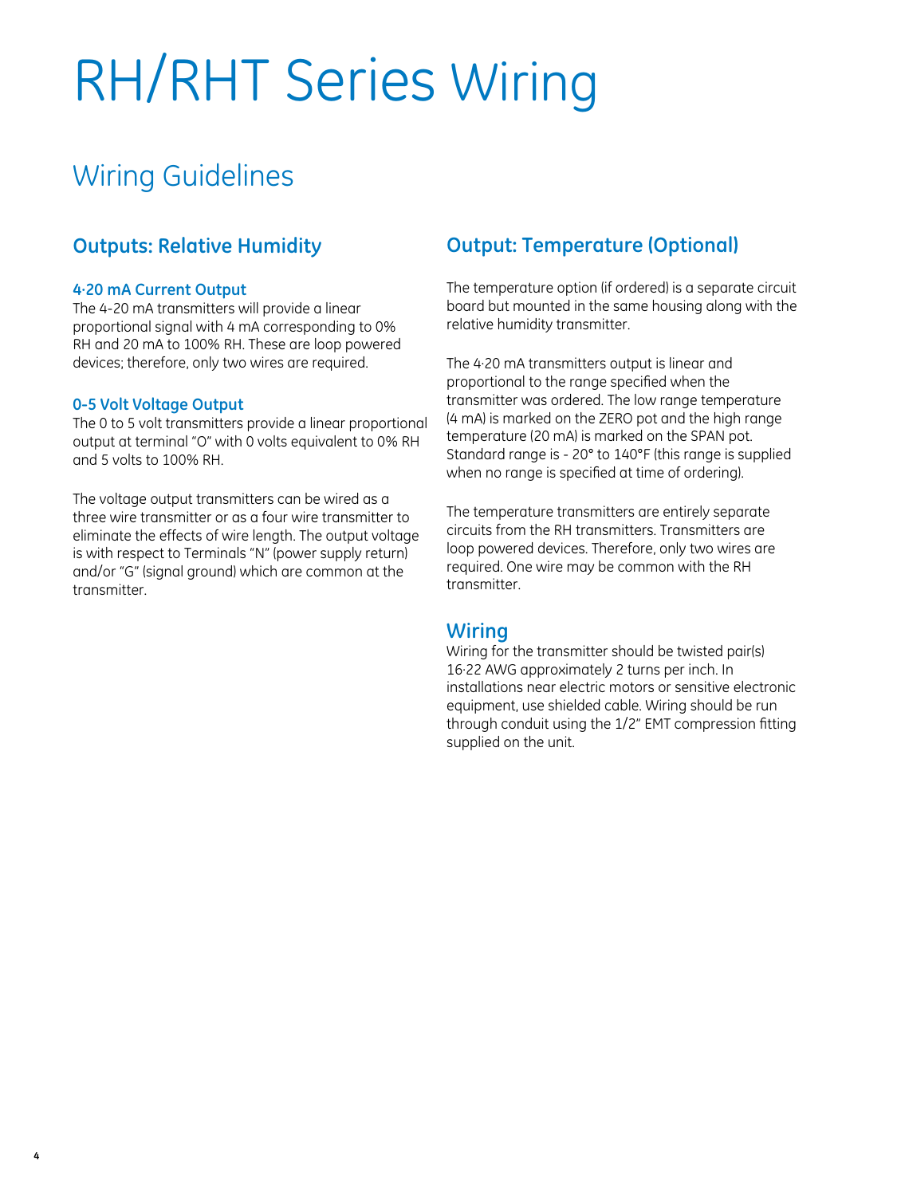# RH/RHT Series Wiring

## Wiring Guidelines

### Outputs: Relative Humidity

#### 4-20 mA Current Output

The 4-20 mA transmitters will provide a linear proportional signal with 4 mA corresponding to 0% RH and 20 mA to 100% RH. These are loop powered devices; therefore, only two wires are required.

#### 0-5 Volt Voltage Output

The 0 to 5 volt transmitters provide a linear proportional output at terminal "O" with 0 volts equivalent to 0% RH and 5 volts to 100% RH.

The voltage output transmitters can be wired as a three wire transmitter or as a four wire transmitter to eliminate the effects of wire length. The output voltage is with respect to Terminals "N" (power supply return) and/or "G" (signal ground) which are common at the transmitter.

### Output: Temperature (Optional)

The temperature option (if ordered) is a separate circuit board but mounted in the same housing along with the relative humidity transmitter.

The 4-20 mA transmitters output is linear and proportional to the range specified when the transmitter was ordered. The low range temperature (4 mA) is marked on the ZERO pot and the high range temperature (20 mA) is marked on the SPAN pot. Standard range is - 20° to 140°F (this range is supplied when no range is specified at time of ordering).

The temperature transmitters are entirely separate circuits from the RH transmitters. Transmitters are loop powered devices. Therefore, only two wires are required. One wire may be common with the RH transmitter.

### Wiring

Wiring for the transmitter should be twisted pair(s) 16-22 AWG approximately 2 turns per inch. In installations near electric motors or sensitive electronic equipment, use shielded cable. Wiring should be run through conduit using the 1/2" EMT compression fitting supplied on the unit.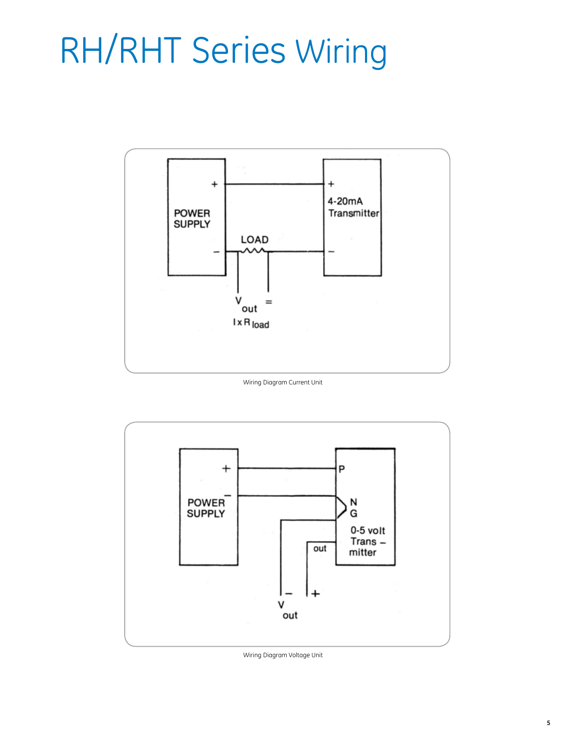# RH/RHT Series Wiring

POWER SUPPLY

+

−

LOAD

+

4-20mA Transmitter

−

$V_{out}$ = $I \times R_{load}$

Wiring Diagram Current Unit

POWER SUPPLY

+

−

P

N

G

0-5 volt Trans – mitter

out

−

+

$V_{out}$

Wiring Diagram Voltage Unit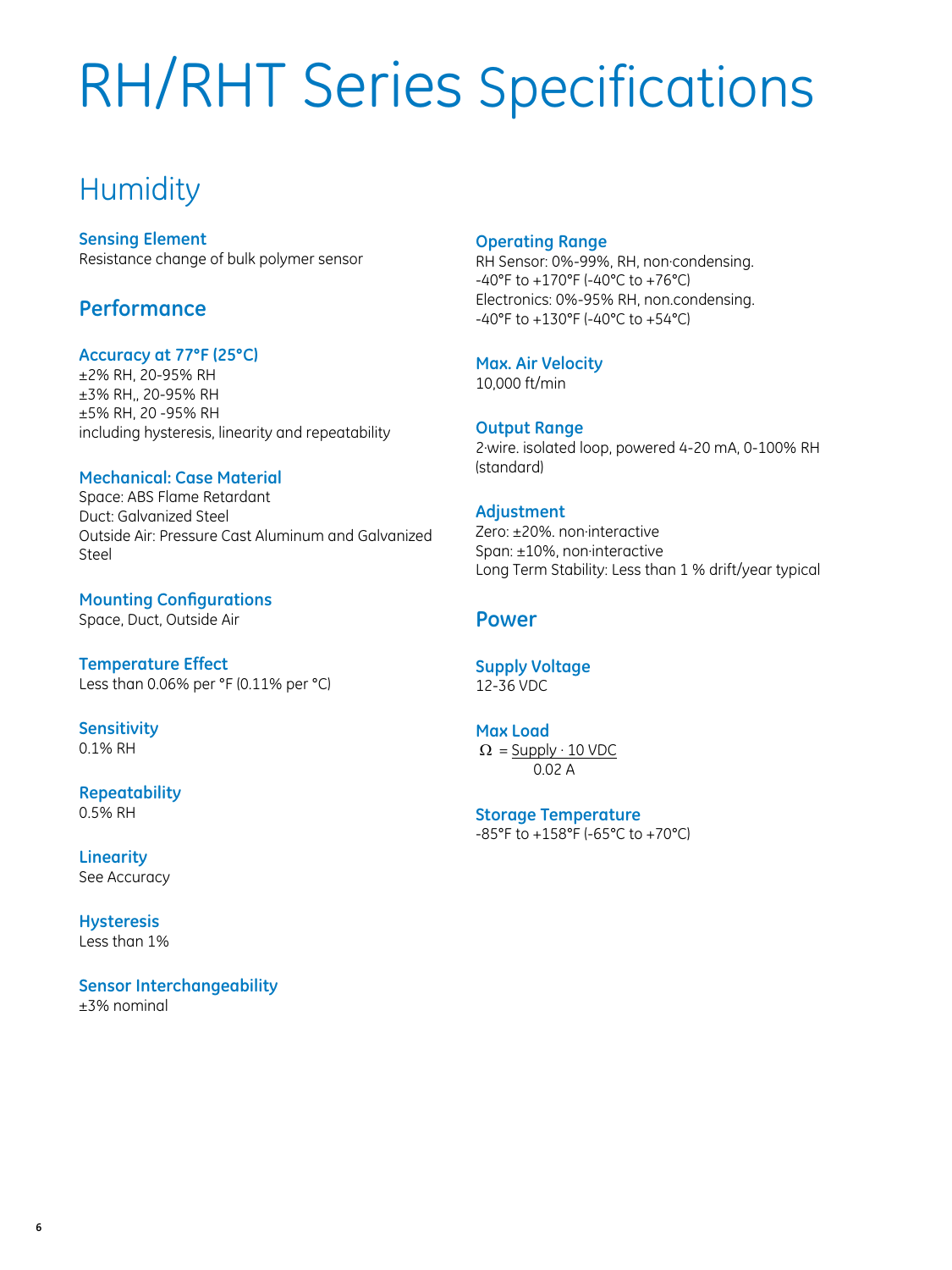# RH/RHT Series Specifications

## Humidity

**Sensing Element**
Resistance change of bulk polymer sensor

### Performance

**Accuracy at 77°F (25°C)**
±2% RH, 20-95% RH
±3% RH,, 20-95% RH
±5% RH, 20 -95% RH
including hysteresis, linearity and repeatability

**Mechanical: Case Material**
Space: ABS Flame Retardant
Duct: Galvanized Steel
Outside Air: Pressure Cast Aluminum and Galvanized Steel

**Mounting Configurations**
Space, Duct, Outside Air

**Temperature Effect**
Less than 0.06% per °F (0.11% per °C)

**Sensitivity**
0.1% RH

**Repeatability**
0.5% RH

**Linearity**
See Accuracy

**Hysteresis**
Less than 1%

**Sensor Interchangeability**
±3% nominal

**Operating Range**
RH Sensor: 0%-99%, RH, non·condensing.
-40°F to +170°F (-40°C to +76°C)
Electronics: 0%-95% RH, non.condensing.
-40°F to +130°F (-40°C to +54°C)

**Max. Air Velocity**
10,000 ft/min

**Output Range**
2·wire. isolated loop, powered 4-20 mA, 0-100% RH (standard)

**Adjustment**
Zero: ±20%. non·interactive
Span: ±10%, non·interactive
Long Term Stability: Less than 1 % drift/year typical

### Power

**Supply Voltage**
12-36 VDC

**Max Load**

$$\Omega = \frac{\text{Supply} \cdot 10\ \text{VDC}}{0.02\ \text{A}}$$

**Storage Temperature**
-85°F to +158°F (-65°C to +70°C)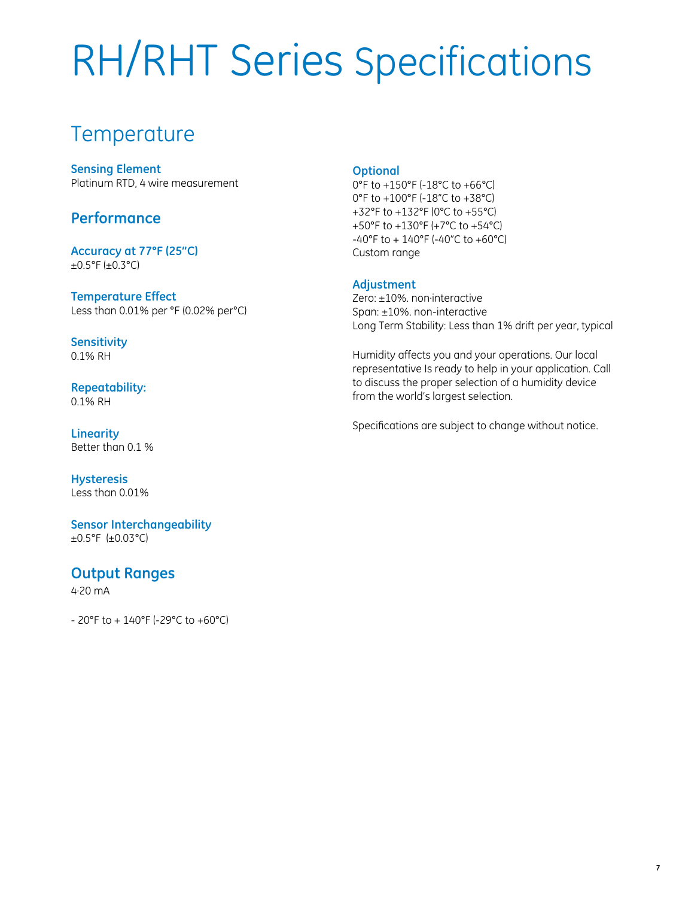# RH/RHT Series Specifications

## Temperature

**Sensing Element**
Platinum RTD, 4 wire measurement

### Performance

**Accuracy at 77°F (25"C)**
±0.5°F (±0.3°C)

**Temperature Effect**
Less than 0.01% per °F (0.02% per°C)

**Sensitivity**
0.1% RH

**Repeatability:**
0.1% RH

**Linearity**
Better than 0.1 %

**Hysteresis**
Less than 0.01%

**Sensor Interchangeability**
±0.5°F (±0.03°C)

### Output Ranges

4·20 mA

- 20°F to + 140°F (-29°C to +60°C)

**Optional**
0°F to +150°F (-18°C to +66°C)
0°F to +100°F (-18"C to +38°C)
+32°F to +132°F (0°C to +55°C)
+50°F to +130°F (+7°C to +54°C)
-40°F to + 140°F (-40"C to +60°C)
Custom range

**Adjustment**
Zero: ±10%. non·interactive
Span: ±10%. non-interactive
Long Term Stability: Less than 1% drift per year, typical

Humidity affects you and your operations. Our local representative Is ready to help in your application. Call to discuss the proper selection of a humidity device from the world's largest selection.

Specifications are subject to change without notice.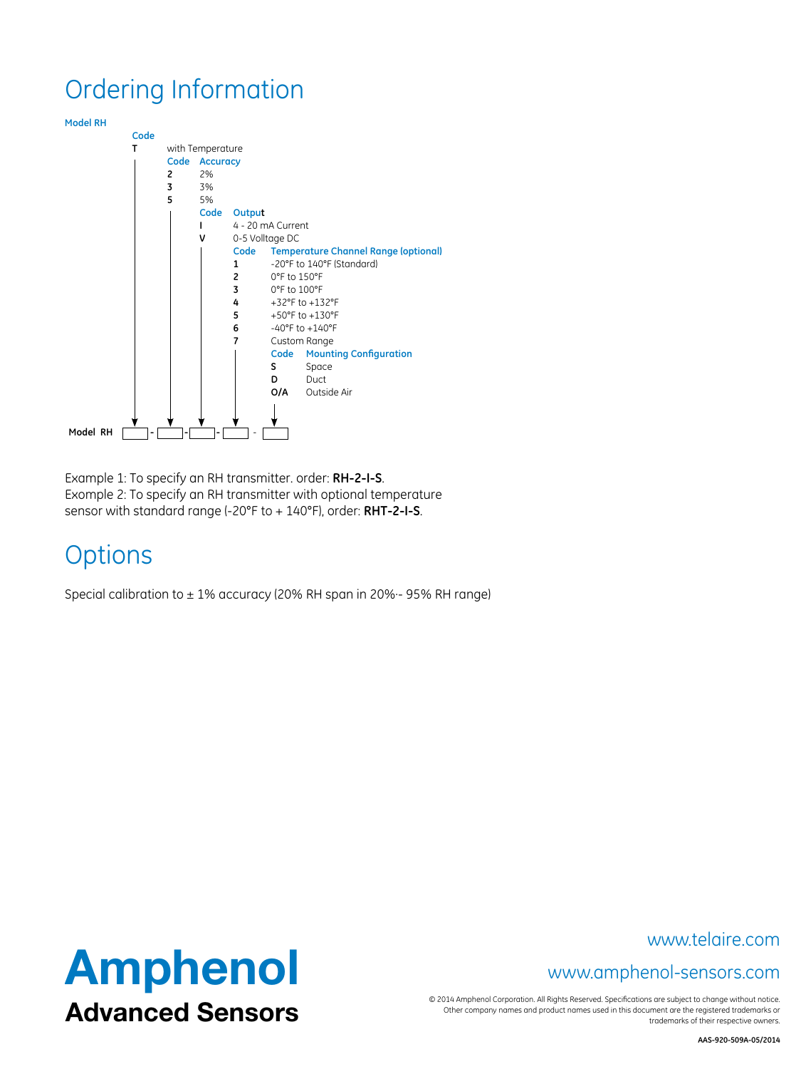# Ordering Information

**Model RH**

| Code | |
|---|---|
| **T** | with Temperature |

| Code | Accuracy |
|---|---|
| **2** | 2% |
| **3** | 3% |
| **5** | 5% |

| Code | Output |
|---|---|
| **I** | 4 - 20 mA Current |
| **V** | 0-5 Volltage DC |

| Code | Temperature Channel Range (optional) |
|---|---|
| **1** | -20°F to 140°F (Standard) |
| **2** | 0°F to 150°F |
| **3** | 0°F to 100°F |
| **4** | +32°F to +132°F |
| **5** | +50°F to +130°F |
| **6** | -40°F to +140°F |
| **7** | Custom Range |

| Code | Mounting Configuration |
|---|---|
| **S** | Space |
| **D** | Duct |
| **O/A** | Outside Air |

**Model RH** [ ] - [ ] - [ ] - [ ] - [ ]

Example 1: To specify an RH transmitter. order: **RH-2-I-S**.
Exomple 2: To specify an RH transmitter with optional temperature sensor with standard range (-20°F to + 140°F), order: **RHT-2-I-S**.

# Options

Special calibration to ± 1% accuracy (20% RH span in 20%·- 95% RH range)

**Amphenol**
**Advanced Sensors**

www.telaire.com

www.amphenol-sensors.com

© 2014 Amphenol Corporation. All Rights Reserved. Specifications are subject to change without notice. Other company names and product names used in this document are the registered trademarks or trademarks of their respective owners.

**AAS-920-509A-05/2014**